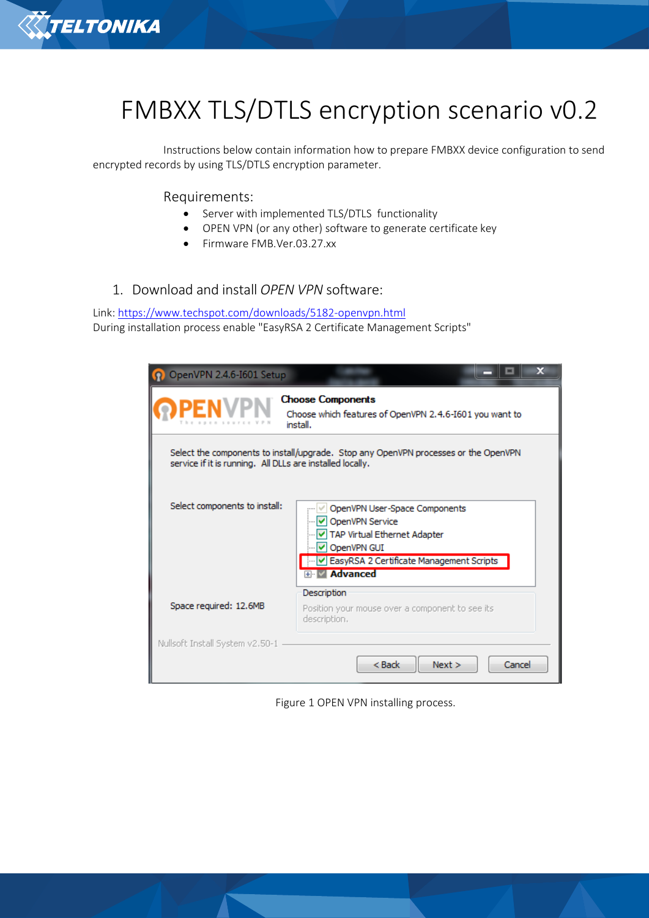# FMBXX TLS/DTLS encryption scenario v0.2

Instructions below contain information how to prepare FMBXX device configuration to send encrypted records by using TLS/DTLS encryption parameter.

## Requirements:

- Server with implemented TLS/DTLS functionality
- OPEN VPN (or any other) software to generate certificate key
- Firmware FMB.Ver.03.27.xx

## 1. Download and install *OPEN VPN* software:

Link: https://www.techspot.com/downloads/5182-openvpn.html
During installation process enable "EasyRSA 2 Certificate Management Scripts"

Figure 1 OPEN VPN installing process.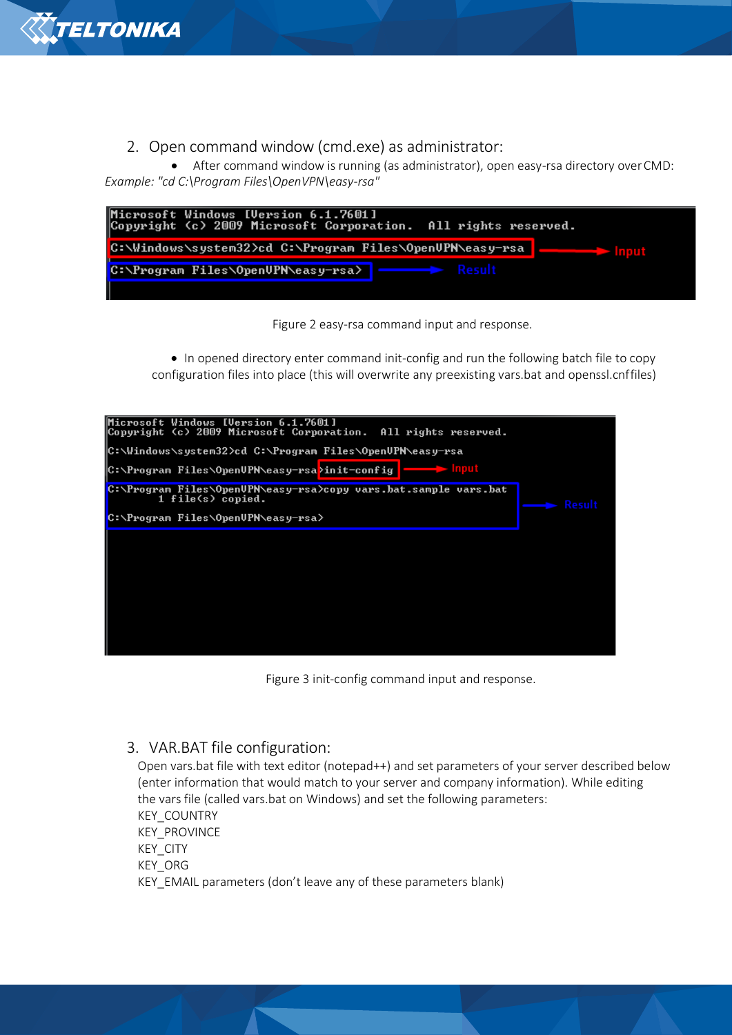2. Open command window (cmd.exe) as administrator:
   - After command window is running (as administrator), open easy-rsa directory over CMD:

*Example: "cd C:\Program Files\OpenVPN\easy-rsa"*

```
Microsoft Windows [Version 6.1.7601]
Copyright (c) 2009 Microsoft Corporation.  All rights reserved.

C:\Windows\system32>cd C:\Program Files\OpenVPN\easy-rsa
C:\Program Files\OpenVPN\easy-rsa>
```

Figure 2 easy-rsa command input and response.

- In opened directory enter command init-config and run the following batch file to copy configuration files into place (this will overwrite any preexisting vars.bat and openssl.cnffiles)

```
Microsoft Windows [Version 6.1.7601]
Copyright (c) 2009 Microsoft Corporation.  All rights reserved.

C:\Windows\system32>cd C:\Program Files\OpenVPN\easy-rsa

C:\Program Files\OpenVPN\easy-rsa>init-config

C:\Program Files\OpenVPN\easy-rsa>copy vars.bat.sample vars.bat
        1 file(s) copied.

C:\Program Files\OpenVPN\easy-rsa>
```

Figure 3 init-config command input and response.

3. VAR.BAT file configuration:

Open vars.bat file with text editor (notepad++) and set parameters of your server described below (enter information that would match to your server and company information). While editing the vars file (called vars.bat on Windows) and set the following parameters:
KEY_COUNTRY
KEY_PROVINCE
KEY_CITY
KEY_ORG
KEY_EMAIL parameters (don't leave any of these parameters blank)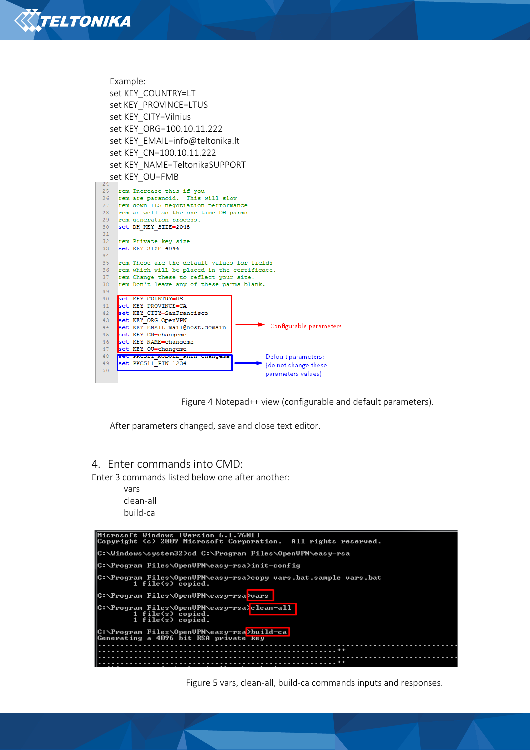Example:
set KEY_COUNTRY=LT
set KEY_PROVINCE=LTUS
set KEY_CITY=Vilnius
set KEY_ORG=100.10.11.222
set KEY_EMAIL=info@teltonika.lt
set KEY_CN=100.10.11.222
set KEY_NAME=TeltonikaSUPPORT
set KEY_OU=FMB

```
24
25 rem Increase this if you
26 rem are paranoid.  This will slow
27 rem down TLS negotiation performance
28 rem as well as the one-time DH parms
29 rem generation process.
30 set DH_KEY_SIZE=2048
31
32 rem Private key size
33 set KEY_SIZE=4096
34
35 rem These are the default values for fields
36 rem which will be placed in the certificate.
37 rem Change these to reflect your site.
38 rem Don't leave any of these parms blank.
39
40 set KEY_COUNTRY=US
41 set KEY_PROVINCE=CA
42 set KEY_CITY=SanFrancisco
43 set KEY_ORG=OpenVPN
44 set KEY_EMAIL=mail@host.domain
45 set KEY_CN=changeme
46 set KEY_NAME=changeme
47 set KEY_OU=changeme
48 set PKCS11_MODULE_PATH=changeme
49 set PKCS11_PIN=1234
50
```

Configurable parameters

Default parameters: (do not change these parameters values)

Figure 4 Notepad++ view (configurable and default parameters).

After parameters changed, save and close text editor.

## 4. Enter commands into CMD:

Enter 3 commands listed below one after another:

vars
clean-all
build-ca

```
Microsoft Windows [Version 6.1.7601]
Copyright (c) 2009 Microsoft Corporation.  All rights reserved.

C:\Windows\system32>cd C:\Program Files\OpenVPN\easy-rsa

C:\Program Files\OpenVPN\easy-rsa>init-config

C:\Program Files\OpenVPN\easy-rsa>copy vars.bat.sample vars.bat
        1 file(s) copied.

C:\Program Files\OpenVPN\easy-rsa>vars

C:\Program Files\OpenVPN\easy-rsa>clean-all
        1 file(s) copied.
        1 file(s) copied.

C:\Program Files\OpenVPN\easy-rsa>build-ca
Generating a 4096 bit RSA private key
```

Figure 5 vars, clean-all, build-ca commands inputs and responses.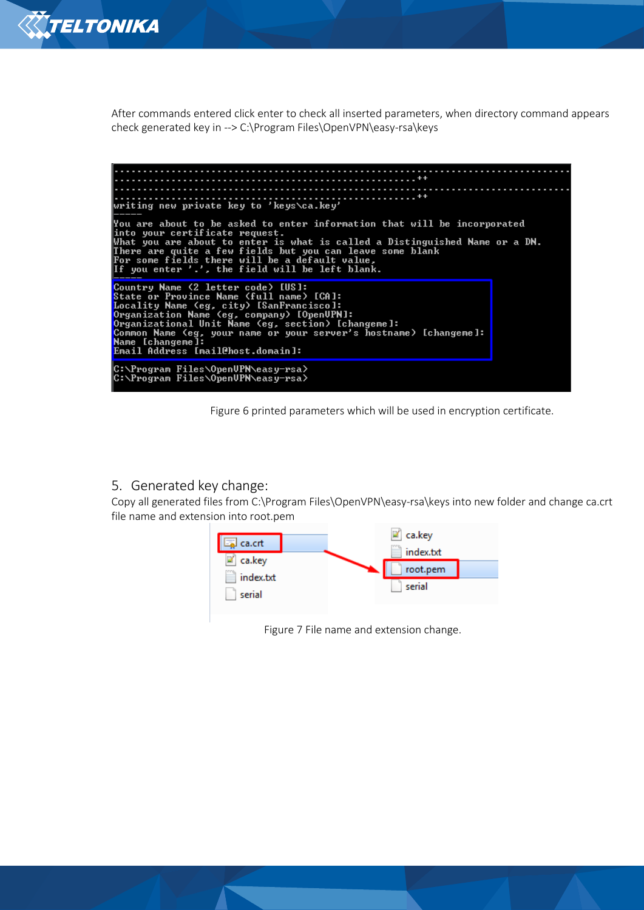After commands entered click enter to check all inserted parameters, when directory command appears check generated key in --> C:\Program Files\OpenVPN\easy-rsa\keys

```
..................................................................................
.....................................................++
..................................................................................
.....................................................++
writing new private key to 'keys\ca.key'
-----
You are about to be asked to enter information that will be incorporated
into your certificate request.
What you are about to enter is what is called a Distinguished Name or a DN.
There are quite a few fields but you can leave some blank
For some fields there will be a default value,
If you enter '.', the field will be left blank.
-----
Country Name (2 letter code) [US]:
State or Province Name (full name) [CA]:
Locality Name (eg, city) [SanFrancisco]:
Organization Name (eg, company) [OpenVPN]:
Organizational Unit Name (eg, section) [changeme]:
Common Name (eg, your name or your server's hostname) [changeme]:
Name [changeme]:
Email Address [mail@host.domain]:

C:\Program Files\OpenVPN\easy-rsa>
C:\Program Files\OpenVPN\easy-rsa>
```

Figure 6 printed parameters which will be used in encryption certificate.

## 5. Generated key change:

Copy all generated files from C:\Program Files\OpenVPN\easy-rsa\keys into new folder and change ca.crt file name and extension into root.pem

Figure 7 File name and extension change.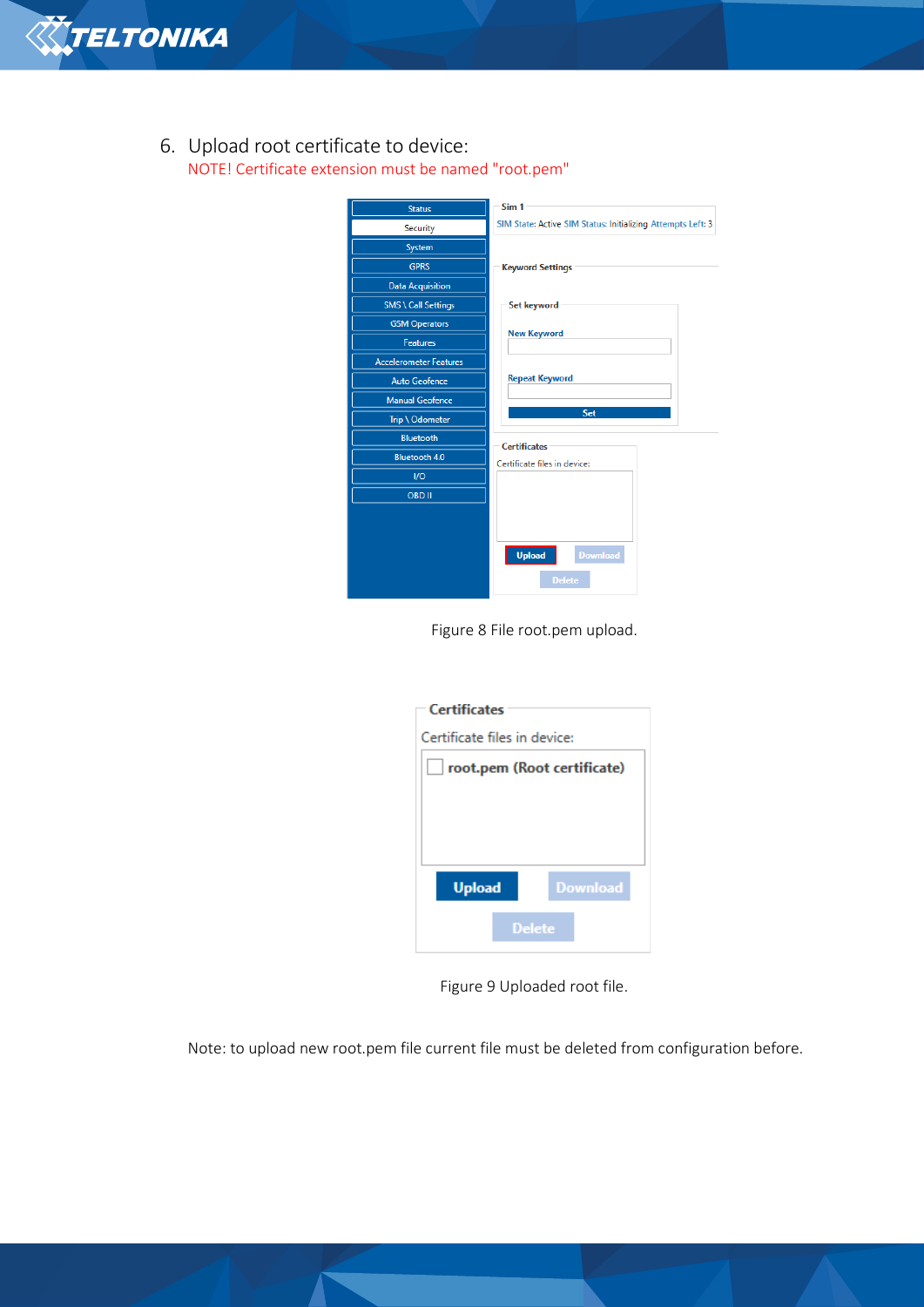6. Upload root certificate to device:

   NOTE! Certificate extension must be named "root.pem"

Figure 8 File root.pem upload.

Figure 9 Uploaded root file.

Note: to upload new root.pem file current file must be deleted from configuration before.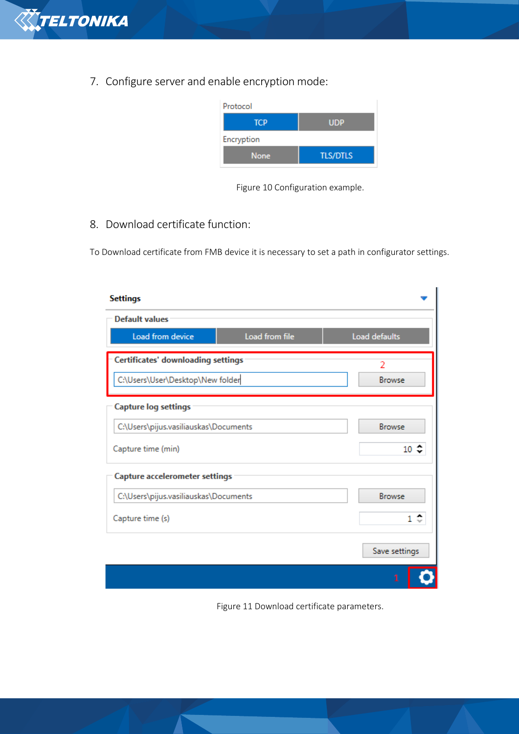7. Configure server and enable encryption mode:

Figure 10 Configuration example.

8. Download certificate function:

To Download certificate from FMB device it is necessary to set a path in configurator settings.

Figure 11 Download certificate parameters.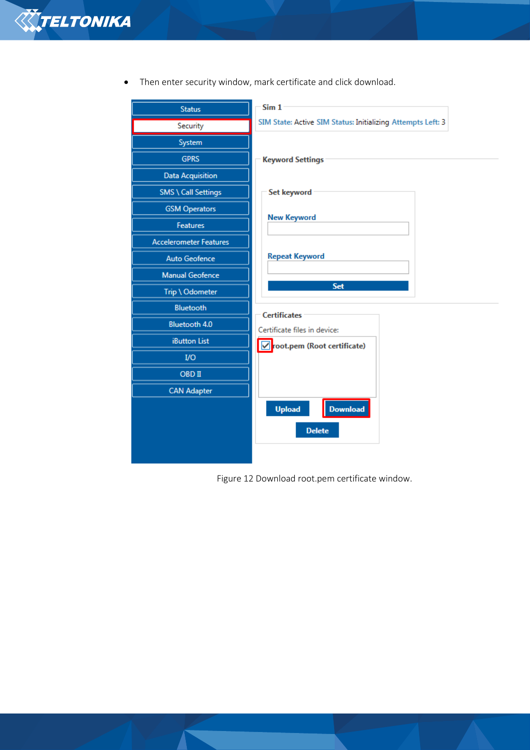- Then enter security window, mark certificate and click download.

Figure 12 Download root.pem certificate window.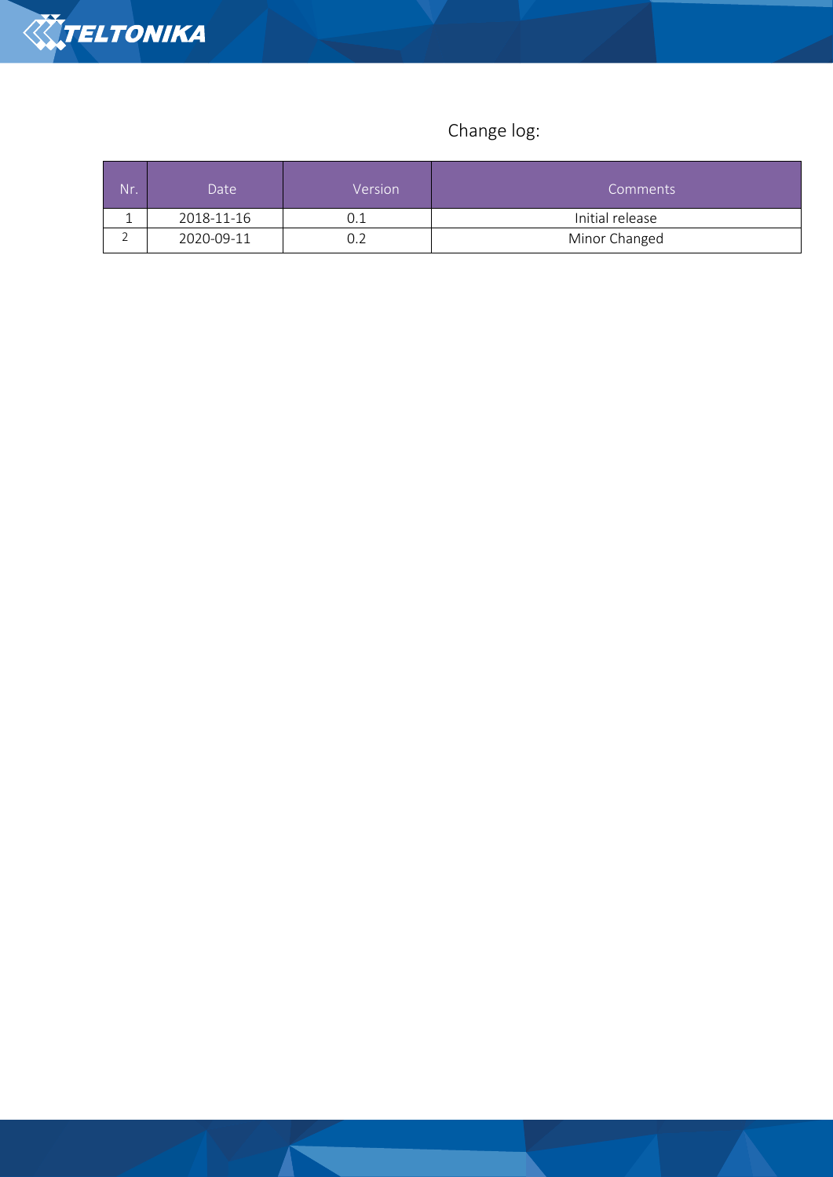Change log:

| Nr. | Date | Version | Comments |
| --- | --- | --- | --- |
| 1 | 2018-11-16 | 0.1 | Initial release |
| 2 | 2020-09-11 | 0.2 | Minor Changed |